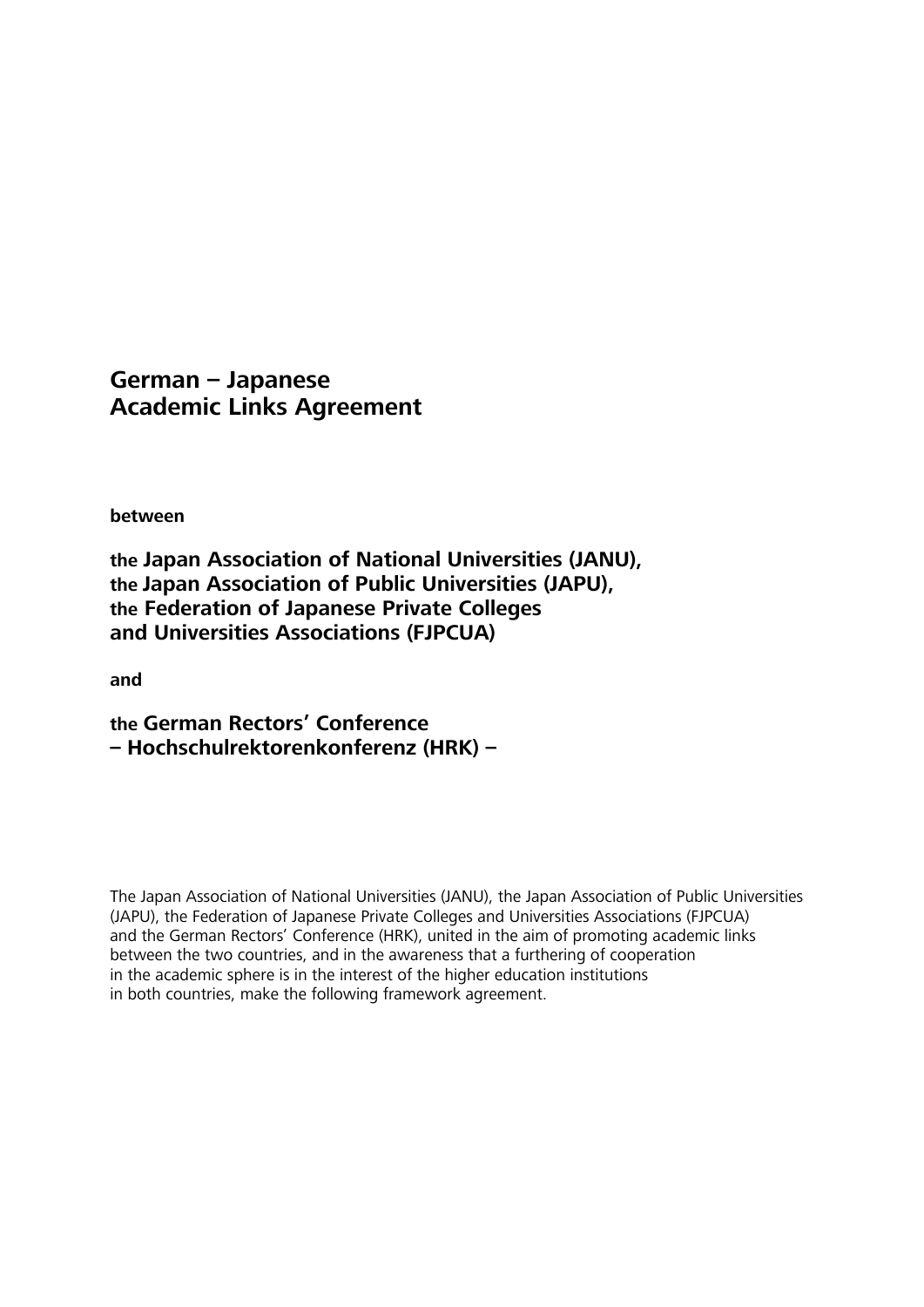# German – Japanese Academic Links Agreement

**between**

**the Japan Association of National Universities (JANU),**
**the Japan Association of Public Universities (JAPU),**
**the Federation of Japanese Private Colleges and Universities Associations (FJPCUA)**

**and**

**the German Rectors' Conference – Hochschulrektorenkonferenz (HRK) –**

The Japan Association of National Universities (JANU), the Japan Association of Public Universities (JAPU), the Federation of Japanese Private Colleges and Universities Associations (FJPCUA) and the German Rectors' Conference (HRK), united in the aim of promoting academic links between the two countries, and in the awareness that a furthering of cooperation in the academic sphere is in the interest of the higher education institutions in both countries, make the following framework agreement.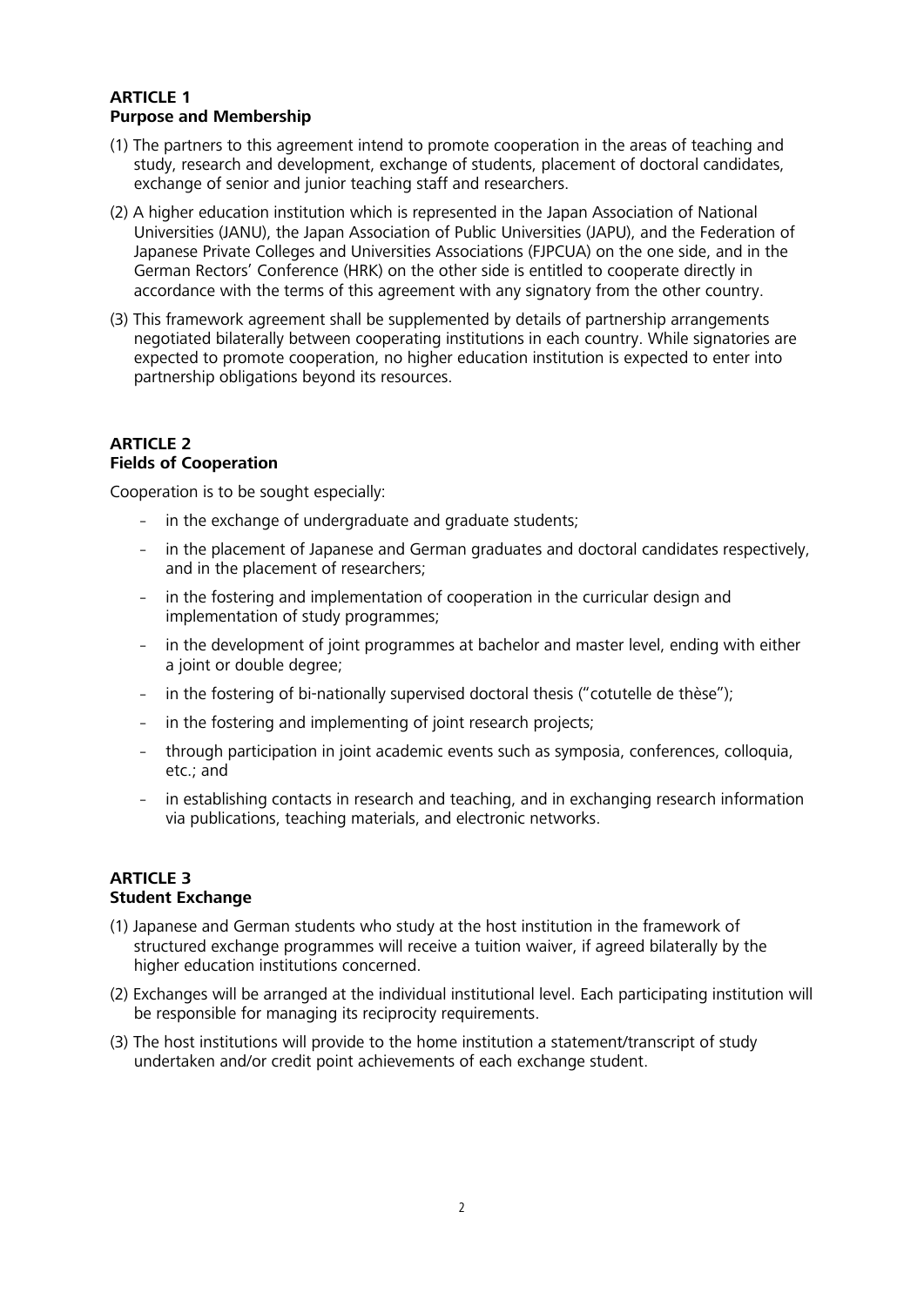## ARTICLE 1
## Purpose and Membership

(1) The partners to this agreement intend to promote cooperation in the areas of teaching and study, research and development, exchange of students, placement of doctoral candidates, exchange of senior and junior teaching staff and researchers.

(2) A higher education institution which is represented in the Japan Association of National Universities (JANU), the Japan Association of Public Universities (JAPU), and the Federation of Japanese Private Colleges and Universities Associations (FJPCUA) on the one side, and in the German Rectors' Conference (HRK) on the other side is entitled to cooperate directly in accordance with the terms of this agreement with any signatory from the other country.

(3) This framework agreement shall be supplemented by details of partnership arrangements negotiated bilaterally between cooperating institutions in each country. While signatories are expected to promote cooperation, no higher education institution is expected to enter into partnership obligations beyond its resources.

## ARTICLE 2
## Fields of Cooperation

Cooperation is to be sought especially:

- in the exchange of undergraduate and graduate students;
- in the placement of Japanese and German graduates and doctoral candidates respectively, and in the placement of researchers;
- in the fostering and implementation of cooperation in the curricular design and implementation of study programmes;
- in the development of joint programmes at bachelor and master level, ending with either a joint or double degree;
- in the fostering of bi-nationally supervised doctoral thesis ("cotutelle de thèse");
- in the fostering and implementing of joint research projects;
- through participation in joint academic events such as symposia, conferences, colloquia, etc.; and
- in establishing contacts in research and teaching, and in exchanging research information via publications, teaching materials, and electronic networks.

## ARTICLE 3
## Student Exchange

(1) Japanese and German students who study at the host institution in the framework of structured exchange programmes will receive a tuition waiver, if agreed bilaterally by the higher education institutions concerned.

(2) Exchanges will be arranged at the individual institutional level. Each participating institution will be responsible for managing its reciprocity requirements.

(3) The host institutions will provide to the home institution a statement/transcript of study undertaken and/or credit point achievements of each exchange student.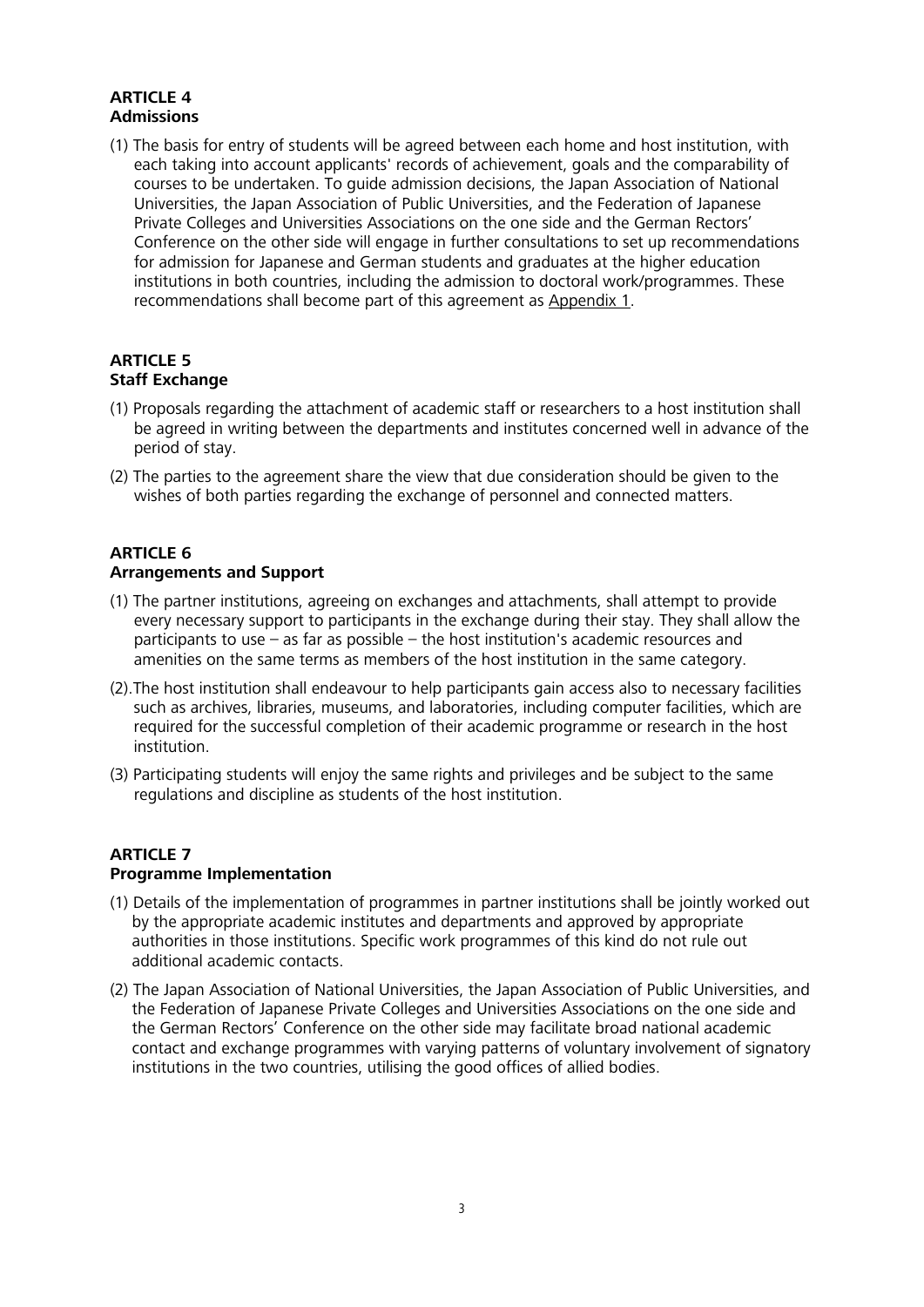**ARTICLE 4**
**Admissions**

(1) The basis for entry of students will be agreed between each home and host institution, with each taking into account applicants' records of achievement, goals and the comparability of courses to be undertaken. To guide admission decisions, the Japan Association of National Universities, the Japan Association of Public Universities, and the Federation of Japanese Private Colleges and Universities Associations on the one side and the German Rectors' Conference on the other side will engage in further consultations to set up recommendations for admission for Japanese and German students and graduates at the higher education institutions in both countries, including the admission to doctoral work/programmes. These recommendations shall become part of this agreement as Appendix 1.

**ARTICLE 5**
**Staff Exchange**

(1) Proposals regarding the attachment of academic staff or researchers to a host institution shall be agreed in writing between the departments and institutes concerned well in advance of the period of stay.

(2) The parties to the agreement share the view that due consideration should be given to the wishes of both parties regarding the exchange of personnel and connected matters.

**ARTICLE 6**
**Arrangements and Support**

(1) The partner institutions, agreeing on exchanges and attachments, shall attempt to provide every necessary support to participants in the exchange during their stay. They shall allow the participants to use – as far as possible – the host institution's academic resources and amenities on the same terms as members of the host institution in the same category.

(2).The host institution shall endeavour to help participants gain access also to necessary facilities such as archives, libraries, museums, and laboratories, including computer facilities, which are required for the successful completion of their academic programme or research in the host institution.

(3) Participating students will enjoy the same rights and privileges and be subject to the same regulations and discipline as students of the host institution.

**ARTICLE 7**
**Programme Implementation**

(1) Details of the implementation of programmes in partner institutions shall be jointly worked out by the appropriate academic institutes and departments and approved by appropriate authorities in those institutions. Specific work programmes of this kind do not rule out additional academic contacts.

(2) The Japan Association of National Universities, the Japan Association of Public Universities, and the Federation of Japanese Private Colleges and Universities Associations on the one side and the German Rectors' Conference on the other side may facilitate broad national academic contact and exchange programmes with varying patterns of voluntary involvement of signatory institutions in the two countries, utilising the good offices of allied bodies.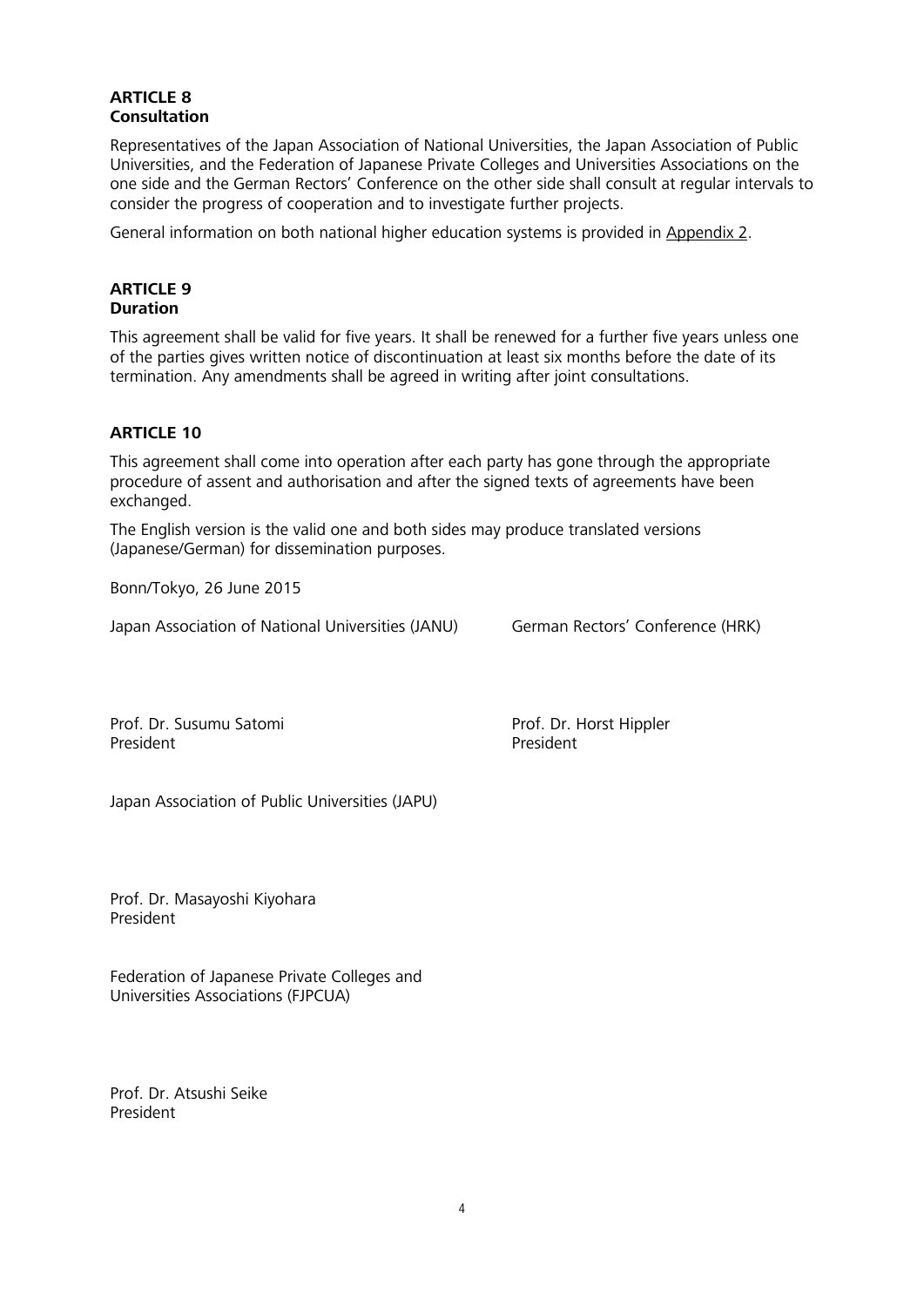**ARTICLE 8**
**Consultation**

Representatives of the Japan Association of National Universities, the Japan Association of Public Universities, and the Federation of Japanese Private Colleges and Universities Associations on the one side and the German Rectors' Conference on the other side shall consult at regular intervals to consider the progress of cooperation and to investigate further projects.

General information on both national higher education systems is provided in Appendix 2.

**ARTICLE 9**
**Duration**

This agreement shall be valid for five years. It shall be renewed for a further five years unless one of the parties gives written notice of discontinuation at least six months before the date of its termination. Any amendments shall be agreed in writing after joint consultations.

**ARTICLE 10**

This agreement shall come into operation after each party has gone through the appropriate procedure of assent and authorisation and after the signed texts of agreements have been exchanged.

The English version is the valid one and both sides may produce translated versions (Japanese/German) for dissemination purposes.

Bonn/Tokyo, 26 June 2015

Japan Association of National Universities (JANU)

Prof. Dr. Susumu Satomi
President

German Rectors' Conference (HRK)

Prof. Dr. Horst Hippler
President

Japan Association of Public Universities (JAPU)

Prof. Dr. Masayoshi Kiyohara
President

Federation of Japanese Private Colleges and Universities Associations (FJPCUA)

Prof. Dr. Atsushi Seike
President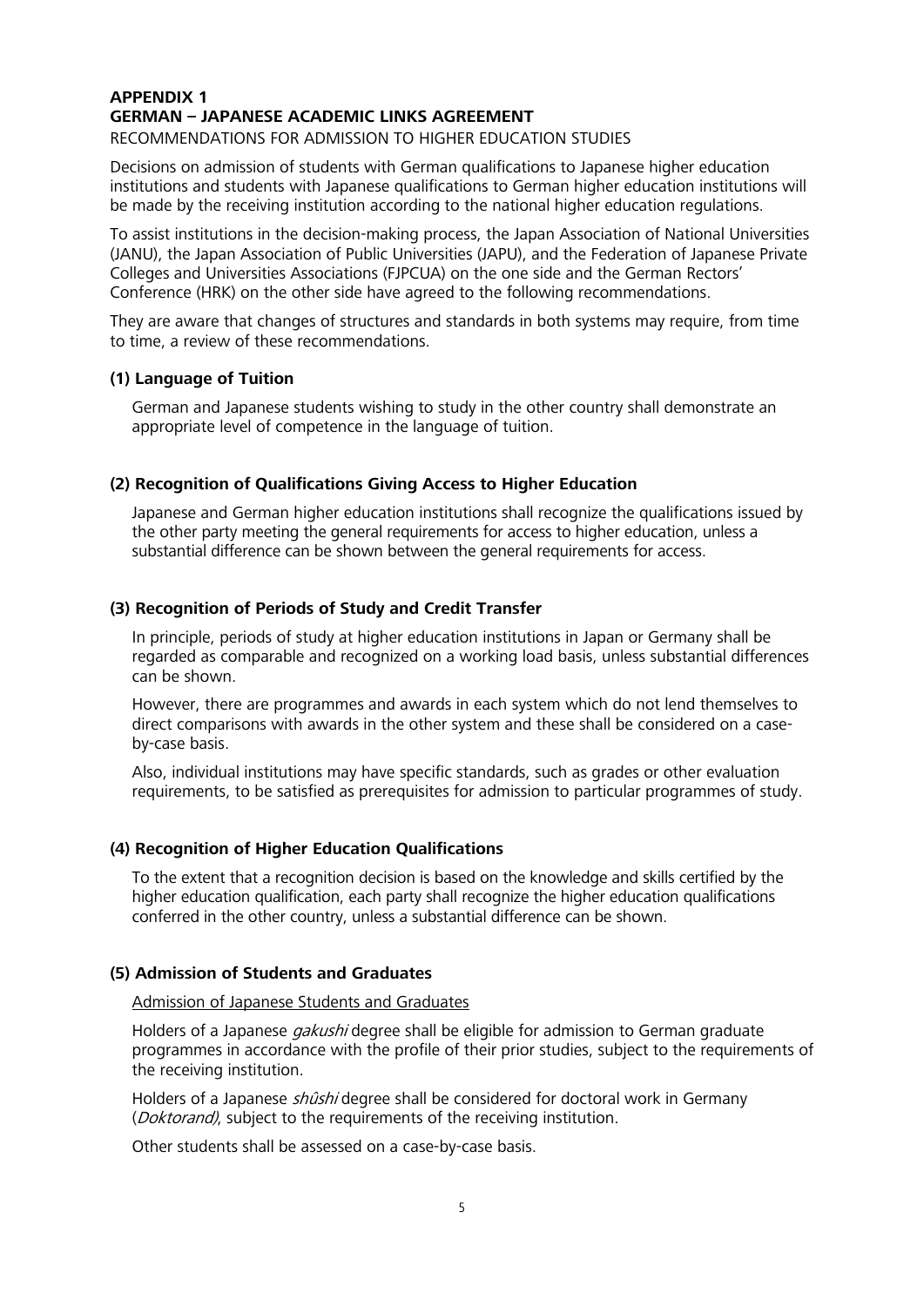**APPENDIX 1**
**GERMAN – JAPANESE ACADEMIC LINKS AGREEMENT**
RECOMMENDATIONS FOR ADMISSION TO HIGHER EDUCATION STUDIES

Decisions on admission of students with German qualifications to Japanese higher education institutions and students with Japanese qualifications to German higher education institutions will be made by the receiving institution according to the national higher education regulations.

To assist institutions in the decision-making process, the Japan Association of National Universities (JANU), the Japan Association of Public Universities (JAPU), and the Federation of Japanese Private Colleges and Universities Associations (FJPCUA) on the one side and the German Rectors' Conference (HRK) on the other side have agreed to the following recommendations.

They are aware that changes of structures and standards in both systems may require, from time to time, a review of these recommendations.

**(1) Language of Tuition**

German and Japanese students wishing to study in the other country shall demonstrate an appropriate level of competence in the language of tuition.

**(2) Recognition of Qualifications Giving Access to Higher Education**

Japanese and German higher education institutions shall recognize the qualifications issued by the other party meeting the general requirements for access to higher education, unless a substantial difference can be shown between the general requirements for access.

**(3) Recognition of Periods of Study and Credit Transfer**

In principle, periods of study at higher education institutions in Japan or Germany shall be regarded as comparable and recognized on a working load basis, unless substantial differences can be shown.

However, there are programmes and awards in each system which do not lend themselves to direct comparisons with awards in the other system and these shall be considered on a case-by-case basis.

Also, individual institutions may have specific standards, such as grades or other evaluation requirements, to be satisfied as prerequisites for admission to particular programmes of study.

**(4) Recognition of Higher Education Qualifications**

To the extent that a recognition decision is based on the knowledge and skills certified by the higher education qualification, each party shall recognize the higher education qualifications conferred in the other country, unless a substantial difference can be shown.

**(5) Admission of Students and Graduates**

Admission of Japanese Students and Graduates

Holders of a Japanese *gakushi* degree shall be eligible for admission to German graduate programmes in accordance with the profile of their prior studies, subject to the requirements of the receiving institution.

Holders of a Japanese *shûshi* degree shall be considered for doctoral work in Germany (*Doktorand*), subject to the requirements of the receiving institution.

Other students shall be assessed on a case-by-case basis.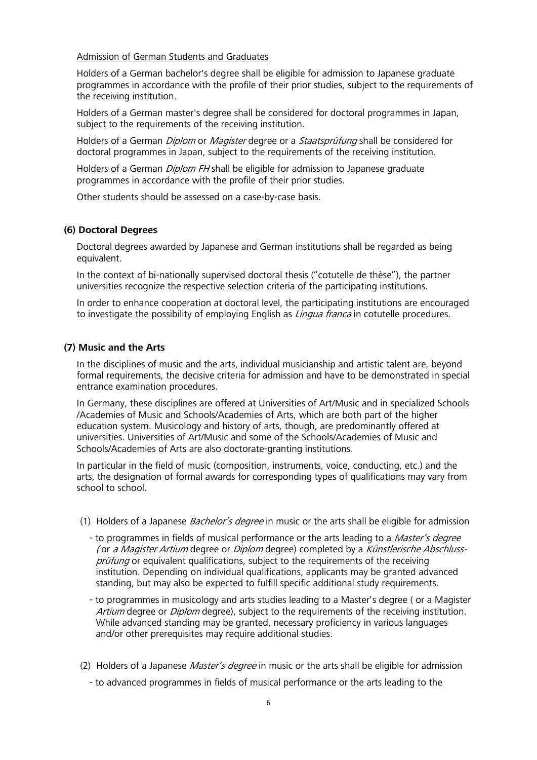Admission of German Students and Graduates

Holders of a German bachelor's degree shall be eligible for admission to Japanese graduate programmes in accordance with the profile of their prior studies, subject to the requirements of the receiving institution.

Holders of a German master's degree shall be considered for doctoral programmes in Japan, subject to the requirements of the receiving institution.

Holders of a German *Diplom* or *Magister* degree or a *Staatsprüfung* shall be considered for doctoral programmes in Japan, subject to the requirements of the receiving institution.

Holders of a German *Diplom FH* shall be eligible for admission to Japanese graduate programmes in accordance with the profile of their prior studies.

Other students should be assessed on a case-by-case basis.

**(6) Doctoral Degrees**

Doctoral degrees awarded by Japanese and German institutions shall be regarded as being equivalent.

In the context of bi-nationally supervised doctoral thesis ("cotutelle de thèse"), the partner universities recognize the respective selection criteria of the participating institutions.

In order to enhance cooperation at doctoral level, the participating institutions are encouraged to investigate the possibility of employing English as *Lingua franca* in cotutelle procedures.

**(7) Music and the Arts**

In the disciplines of music and the arts, individual musicianship and artistic talent are, beyond formal requirements, the decisive criteria for admission and have to be demonstrated in special entrance examination procedures.

In Germany, these disciplines are offered at Universities of Art/Music and in specialized Schools /Academies of Music and Schools/Academies of Arts, which are both part of the higher education system. Musicology and history of arts, though, are predominantly offered at universities. Universities of Art/Music and some of the Schools/Academies of Music and Schools/Academies of Arts are also doctorate-granting institutions.

In particular in the field of music (composition, instruments, voice, conducting, etc.) and the arts, the designation of formal awards for corresponding types of qualifications may vary from school to school.

(1) Holders of a Japanese *Bachelor's degree* in music or the arts shall be eligible for admission

- to programmes in fields of musical performance or the arts leading to a *Master's degree* (or *a Magister Artium* degree or *Diplom* degree) completed by a *Künstlerische Abschlussprüfung* or equivalent qualifications, subject to the requirements of the receiving institution. Depending on individual qualifications, applicants may be granted advanced standing, but may also be expected to fulfill specific additional study requirements.
- to programmes in musicology and arts studies leading to a Master's degree ( or a Magister *Artium* degree or *Diplom* degree), subject to the requirements of the receiving institution. While advanced standing may be granted, necessary proficiency in various languages and/or other prerequisites may require additional studies.

(2) Holders of a Japanese *Master's degree* in music or the arts shall be eligible for admission

- to advanced programmes in fields of musical performance or the arts leading to the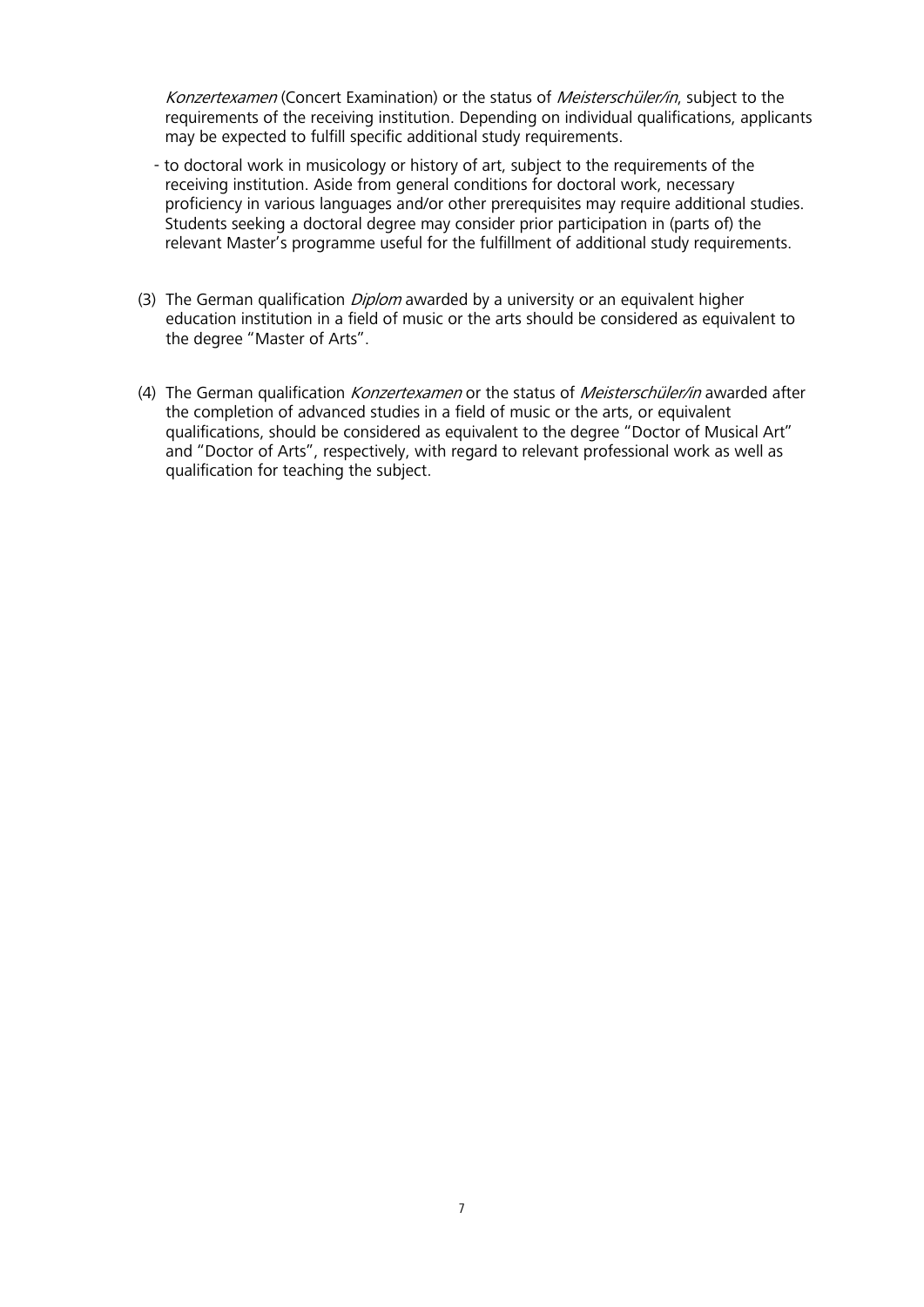*Konzertexamen* (Concert Examination) or the status of *Meisterschüler/in*, subject to the requirements of the receiving institution. Depending on individual qualifications, applicants may be expected to fulfill specific additional study requirements.

- to doctoral work in musicology or history of art, subject to the requirements of the receiving institution. Aside from general conditions for doctoral work, necessary proficiency in various languages and/or other prerequisites may require additional studies. Students seeking a doctoral degree may consider prior participation in (parts of) the relevant Master's programme useful for the fulfillment of additional study requirements.

(3) The German qualification *Diplom* awarded by a university or an equivalent higher education institution in a field of music or the arts should be considered as equivalent to the degree "Master of Arts".

(4) The German qualification *Konzertexamen* or the status of *Meisterschüler/in* awarded after the completion of advanced studies in a field of music or the arts, or equivalent qualifications, should be considered as equivalent to the degree "Doctor of Musical Art" and "Doctor of Arts", respectively, with regard to relevant professional work as well as qualification for teaching the subject.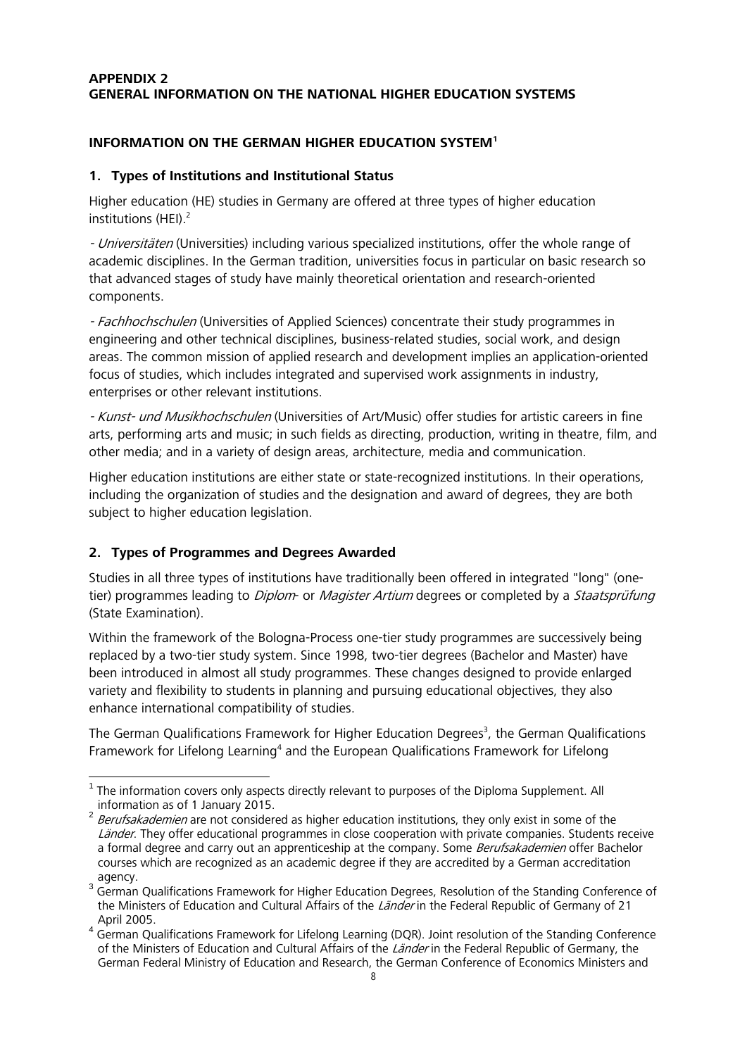## APPENDIX 2
## GENERAL INFORMATION ON THE NATIONAL HIGHER EDUCATION SYSTEMS

### INFORMATION ON THE GERMAN HIGHER EDUCATION SYSTEM[1]

### 1. Types of Institutions and Institutional Status

Higher education (HE) studies in Germany are offered at three types of higher education institutions (HEI).[2]

- *Universitäten* (Universities) including various specialized institutions, offer the whole range of academic disciplines. In the German tradition, universities focus in particular on basic research so that advanced stages of study have mainly theoretical orientation and research-oriented components.

- *Fachhochschulen* (Universities of Applied Sciences) concentrate their study programmes in engineering and other technical disciplines, business-related studies, social work, and design areas. The common mission of applied research and development implies an application-oriented focus of studies, which includes integrated and supervised work assignments in industry, enterprises or other relevant institutions.

- *Kunst- und Musikhochschulen* (Universities of Art/Music) offer studies for artistic careers in fine arts, performing arts and music; in such fields as directing, production, writing in theatre, film, and other media; and in a variety of design areas, architecture, media and communication.

Higher education institutions are either state or state-recognized institutions. In their operations, including the organization of studies and the designation and award of degrees, they are both subject to higher education legislation.

### 2. Types of Programmes and Degrees Awarded

Studies in all three types of institutions have traditionally been offered in integrated "long" (one-tier) programmes leading to *Diplom*- or *Magister Artium* degrees or completed by a *Staatsprüfung* (State Examination).

Within the framework of the Bologna-Process one-tier study programmes are successively being replaced by a two-tier study system. Since 1998, two-tier degrees (Bachelor and Master) have been introduced in almost all study programmes. These changes designed to provide enlarged variety and flexibility to students in planning and pursuing educational objectives, they also enhance international compatibility of studies.

The German Qualifications Framework for Higher Education Degrees[3], the German Qualifications Framework for Lifelong Learning[4] and the European Qualifications Framework for Lifelong

---

[1] The information covers only aspects directly relevant to purposes of the Diploma Supplement. All information as of 1 January 2015.

[2] *Berufsakademien* are not considered as higher education institutions, they only exist in some of the *Länder*. They offer educational programmes in close cooperation with private companies. Students receive a formal degree and carry out an apprenticeship at the company. Some *Berufsakademien* offer Bachelor courses which are recognized as an academic degree if they are accredited by a German accreditation agency.

[3] German Qualifications Framework for Higher Education Degrees, Resolution of the Standing Conference of the Ministers of Education and Cultural Affairs of the *Länder* in the Federal Republic of Germany of 21 April 2005.

[4] German Qualifications Framework for Lifelong Learning (DQR). Joint resolution of the Standing Conference of the Ministers of Education and Cultural Affairs of the *Länder* in the Federal Republic of Germany, the German Federal Ministry of Education and Research, the German Conference of Economics Ministers and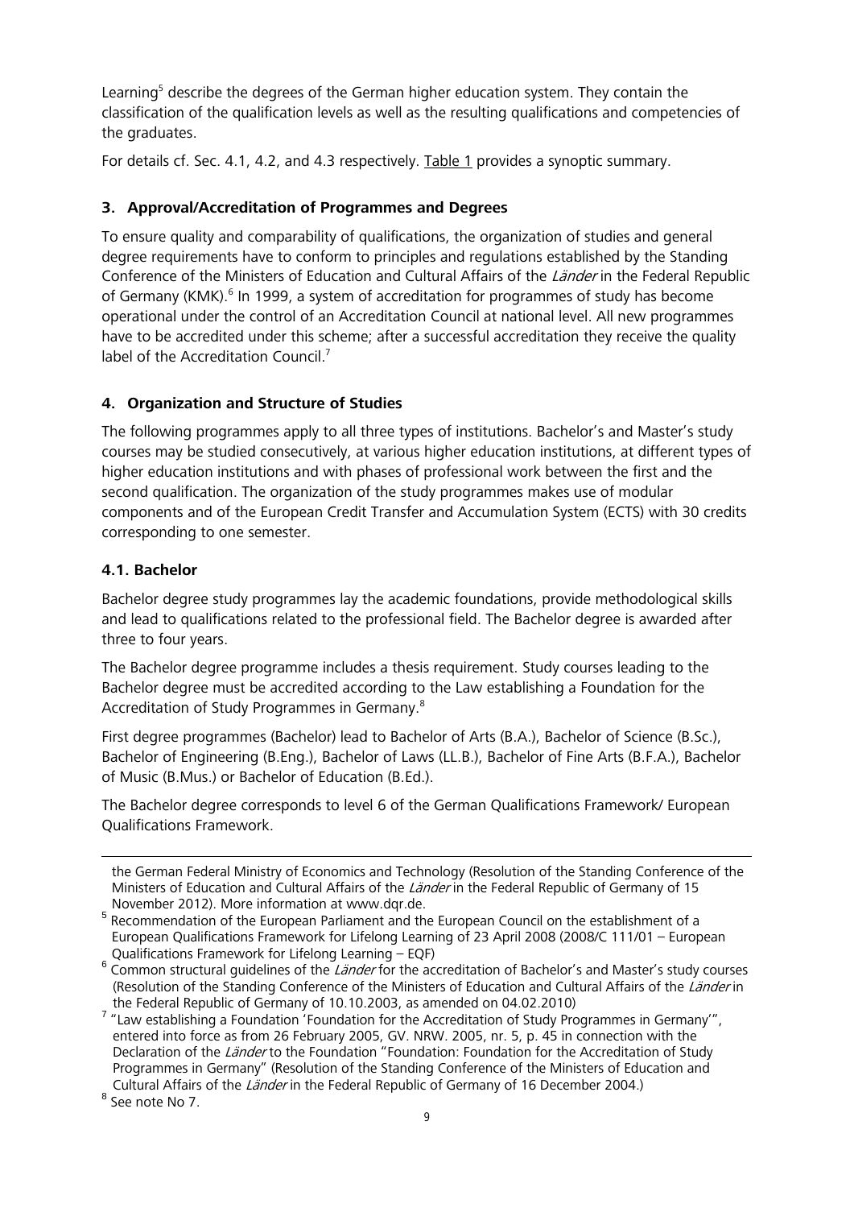Learning[5] describe the degrees of the German higher education system. They contain the classification of the qualification levels as well as the resulting qualifications and competencies of the graduates.

For details cf. Sec. 4.1, 4.2, and 4.3 respectively. Table 1 provides a synoptic summary.

### 3. Approval/Accreditation of Programmes and Degrees

To ensure quality and comparability of qualifications, the organization of studies and general degree requirements have to conform to principles and regulations established by the Standing Conference of the Ministers of Education and Cultural Affairs of the *Länder* in the Federal Republic of Germany (KMK).[6] In 1999, a system of accreditation for programmes of study has become operational under the control of an Accreditation Council at national level. All new programmes have to be accredited under this scheme; after a successful accreditation they receive the quality label of the Accreditation Council.[7]

### 4. Organization and Structure of Studies

The following programmes apply to all three types of institutions. Bachelor's and Master's study courses may be studied consecutively, at various higher education institutions, at different types of higher education institutions and with phases of professional work between the first and the second qualification. The organization of the study programmes makes use of modular components and of the European Credit Transfer and Accumulation System (ECTS) with 30 credits corresponding to one semester.

#### 4.1. Bachelor

Bachelor degree study programmes lay the academic foundations, provide methodological skills and lead to qualifications related to the professional field. The Bachelor degree is awarded after three to four years.

The Bachelor degree programme includes a thesis requirement. Study courses leading to the Bachelor degree must be accredited according to the Law establishing a Foundation for the Accreditation of Study Programmes in Germany.[8]

First degree programmes (Bachelor) lead to Bachelor of Arts (B.A.), Bachelor of Science (B.Sc.), Bachelor of Engineering (B.Eng.), Bachelor of Laws (LL.B.), Bachelor of Fine Arts (B.F.A.), Bachelor of Music (B.Mus.) or Bachelor of Education (B.Ed.).

The Bachelor degree corresponds to level 6 of the German Qualifications Framework/ European Qualifications Framework.

---

the German Federal Ministry of Economics and Technology (Resolution of the Standing Conference of the Ministers of Education and Cultural Affairs of the *Länder* in the Federal Republic of Germany of 15 November 2012). More information at www.dqr.de.

[5] Recommendation of the European Parliament and the European Council on the establishment of a European Qualifications Framework for Lifelong Learning of 23 April 2008 (2008/C 111/01 – European Qualifications Framework for Lifelong Learning – EQF)

[6] Common structural guidelines of the *Länder* for the accreditation of Bachelor's and Master's study courses (Resolution of the Standing Conference of the Ministers of Education and Cultural Affairs of the *Länder* in the Federal Republic of Germany of 10.10.2003, as amended on 04.02.2010)

[7] "Law establishing a Foundation 'Foundation for the Accreditation of Study Programmes in Germany'", entered into force as from 26 February 2005, GV. NRW. 2005, nr. 5, p. 45 in connection with the Declaration of the *Länder* to the Foundation "Foundation: Foundation for the Accreditation of Study Programmes in Germany" (Resolution of the Standing Conference of the Ministers of Education and Cultural Affairs of the *Länder* in the Federal Republic of Germany of 16 December 2004.)

[8] See note No 7.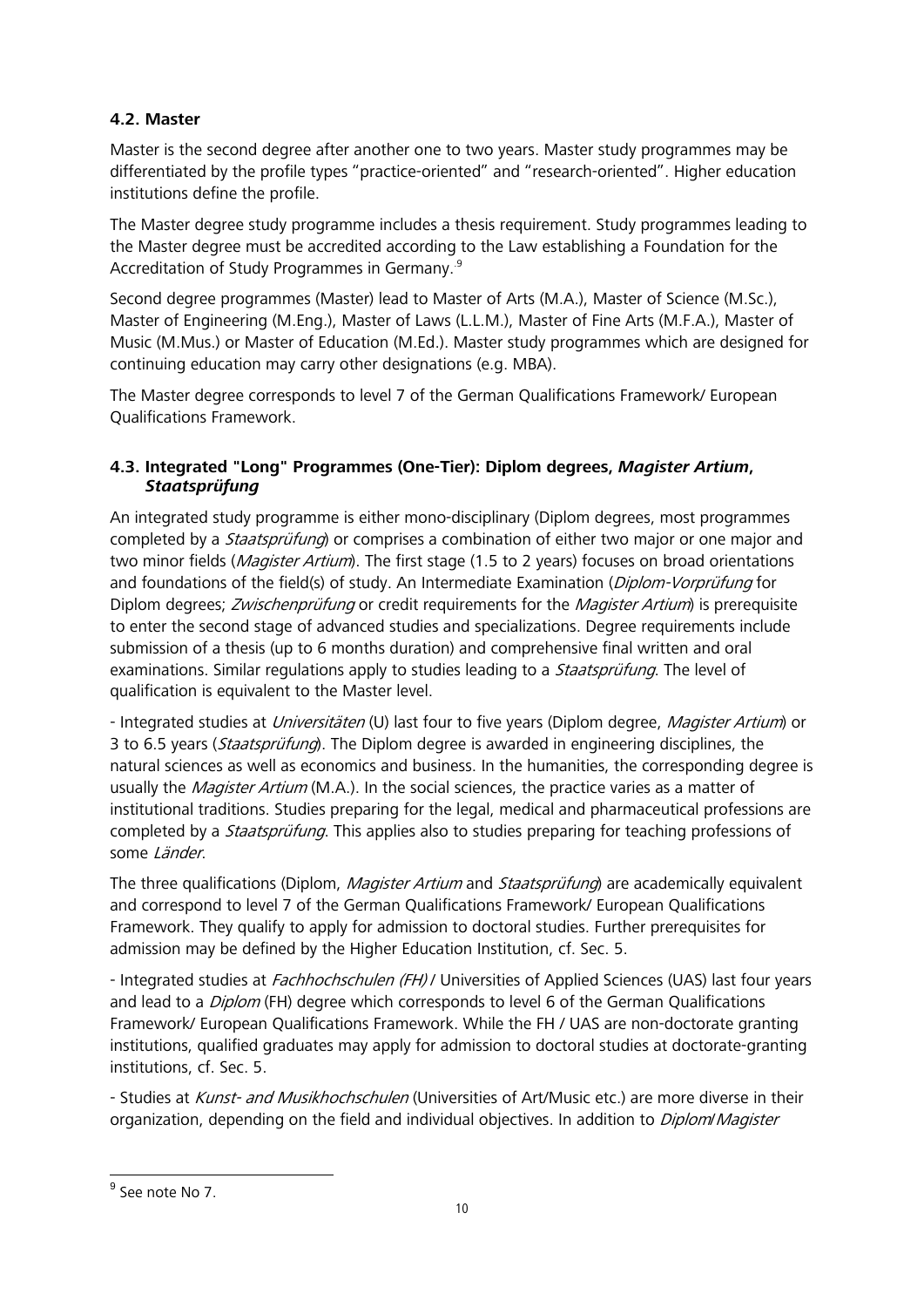### 4.2. Master

Master is the second degree after another one to two years. Master study programmes may be differentiated by the profile types "practice-oriented" and "research-oriented". Higher education institutions define the profile.

The Master degree study programme includes a thesis requirement. Study programmes leading to the Master degree must be accredited according to the Law establishing a Foundation for the Accreditation of Study Programmes in Germany.[9]

Second degree programmes (Master) lead to Master of Arts (M.A.), Master of Science (M.Sc.), Master of Engineering (M.Eng.), Master of Laws (L.L.M.), Master of Fine Arts (M.F.A.), Master of Music (M.Mus.) or Master of Education (M.Ed.). Master study programmes which are designed for continuing education may carry other designations (e.g. MBA).

The Master degree corresponds to level 7 of the German Qualifications Framework/ European Qualifications Framework.

### 4.3. Integrated "Long" Programmes (One-Tier): Diplom degrees, *Magister Artium*, *Staatsprüfung*

An integrated study programme is either mono-disciplinary (Diplom degrees, most programmes completed by a *Staatsprüfung*) or comprises a combination of either two major or one major and two minor fields (*Magister Artium*). The first stage (1.5 to 2 years) focuses on broad orientations and foundations of the field(s) of study. An Intermediate Examination (*Diplom-Vorprüfung* for Diplom degrees; *Zwischenprüfung* or credit requirements for the *Magister Artium*) is prerequisite to enter the second stage of advanced studies and specializations. Degree requirements include submission of a thesis (up to 6 months duration) and comprehensive final written and oral examinations. Similar regulations apply to studies leading to a *Staatsprüfung*. The level of qualification is equivalent to the Master level.

- Integrated studies at *Universitäten* (U) last four to five years (Diplom degree, *Magister Artium*) or 3 to 6.5 years (*Staatsprüfung*). The Diplom degree is awarded in engineering disciplines, the natural sciences as well as economics and business. In the humanities, the corresponding degree is usually the *Magister Artium* (M.A.). In the social sciences, the practice varies as a matter of institutional traditions. Studies preparing for the legal, medical and pharmaceutical professions are completed by a *Staatsprüfung*. This applies also to studies preparing for teaching professions of some *Länder*.

The three qualifications (Diplom, *Magister Artium* and *Staatsprüfung*) are academically equivalent and correspond to level 7 of the German Qualifications Framework/ European Qualifications Framework. They qualify to apply for admission to doctoral studies. Further prerequisites for admission may be defined by the Higher Education Institution, cf. Sec. 5.

- Integrated studies at *Fachhochschulen (FH)* / Universities of Applied Sciences (UAS) last four years and lead to a *Diplom* (FH) degree which corresponds to level 6 of the German Qualifications Framework/ European Qualifications Framework. While the FH / UAS are non-doctorate granting institutions, qualified graduates may apply for admission to doctoral studies at doctorate-granting institutions, cf. Sec. 5.

- Studies at *Kunst- and Musikhochschulen* (Universities of Art/Music etc.) are more diverse in their organization, depending on the field and individual objectives. In addition to *Diplom*/*Magister*

[9] See note No 7.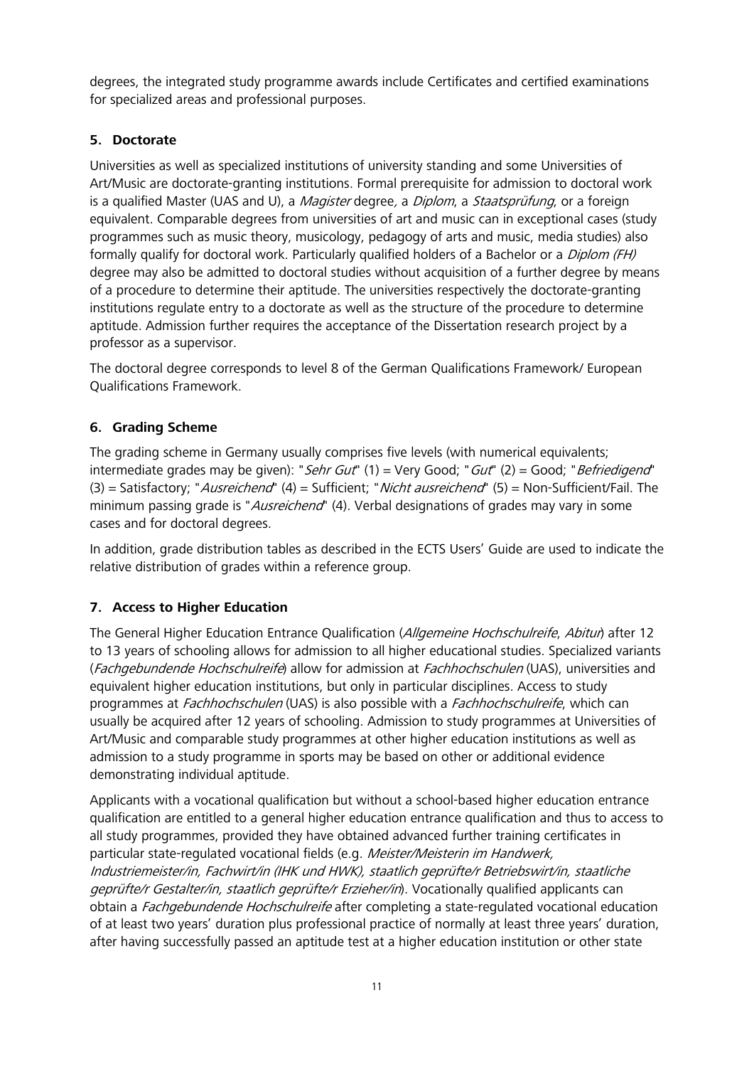degrees, the integrated study programme awards include Certificates and certified examinations for specialized areas and professional purposes.

## 5. Doctorate

Universities as well as specialized institutions of university standing and some Universities of Art/Music are doctorate-granting institutions. Formal prerequisite for admission to doctoral work is a qualified Master (UAS and U), a *Magister* degree*,* a *Diplom*, a *Staatsprüfung*, or a foreign equivalent. Comparable degrees from universities of art and music can in exceptional cases (study programmes such as music theory, musicology, pedagogy of arts and music, media studies) also formally qualify for doctoral work. Particularly qualified holders of a Bachelor or a *Diplom (FH)* degree may also be admitted to doctoral studies without acquisition of a further degree by means of a procedure to determine their aptitude. The universities respectively the doctorate-granting institutions regulate entry to a doctorate as well as the structure of the procedure to determine aptitude. Admission further requires the acceptance of the Dissertation research project by a professor as a supervisor.

The doctoral degree corresponds to level 8 of the German Qualifications Framework/ European Qualifications Framework.

## 6. Grading Scheme

The grading scheme in Germany usually comprises five levels (with numerical equivalents; intermediate grades may be given): "*Sehr Gut*" (1) = Very Good; "*Gut*" (2) = Good; "*Befriedigend*" (3) = Satisfactory; "*Ausreichend*" (4) = Sufficient; "*Nicht ausreichend*" (5) = Non-Sufficient/Fail. The minimum passing grade is "*Ausreichend*" (4). Verbal designations of grades may vary in some cases and for doctoral degrees.

In addition, grade distribution tables as described in the ECTS Users' Guide are used to indicate the relative distribution of grades within a reference group.

## 7. Access to Higher Education

The General Higher Education Entrance Qualification (*Allgemeine Hochschulreife*, *Abitur*) after 12 to 13 years of schooling allows for admission to all higher educational studies. Specialized variants (*Fachgebundende Hochschulreife*) allow for admission at *Fachhochschulen* (UAS), universities and equivalent higher education institutions, but only in particular disciplines. Access to study programmes at *Fachhochschulen* (UAS) is also possible with a *Fachhochschulreife*, which can usually be acquired after 12 years of schooling. Admission to study programmes at Universities of Art/Music and comparable study programmes at other higher education institutions as well as admission to a study programme in sports may be based on other or additional evidence demonstrating individual aptitude.

Applicants with a vocational qualification but without a school-based higher education entrance qualification are entitled to a general higher education entrance qualification and thus to access to all study programmes, provided they have obtained advanced further training certificates in particular state-regulated vocational fields (e.g. *Meister/Meisterin im Handwerk, Industriemeister/in, Fachwirt/in (IHK und HWK), staatlich geprüfte/r Betriebswirt/in, staatliche geprüfte/r Gestalter/in, staatlich geprüfte/r Erzieher/in*). Vocationally qualified applicants can obtain a *Fachgebundende Hochschulreife* after completing a state-regulated vocational education of at least two years' duration plus professional practice of normally at least three years' duration, after having successfully passed an aptitude test at a higher education institution or other state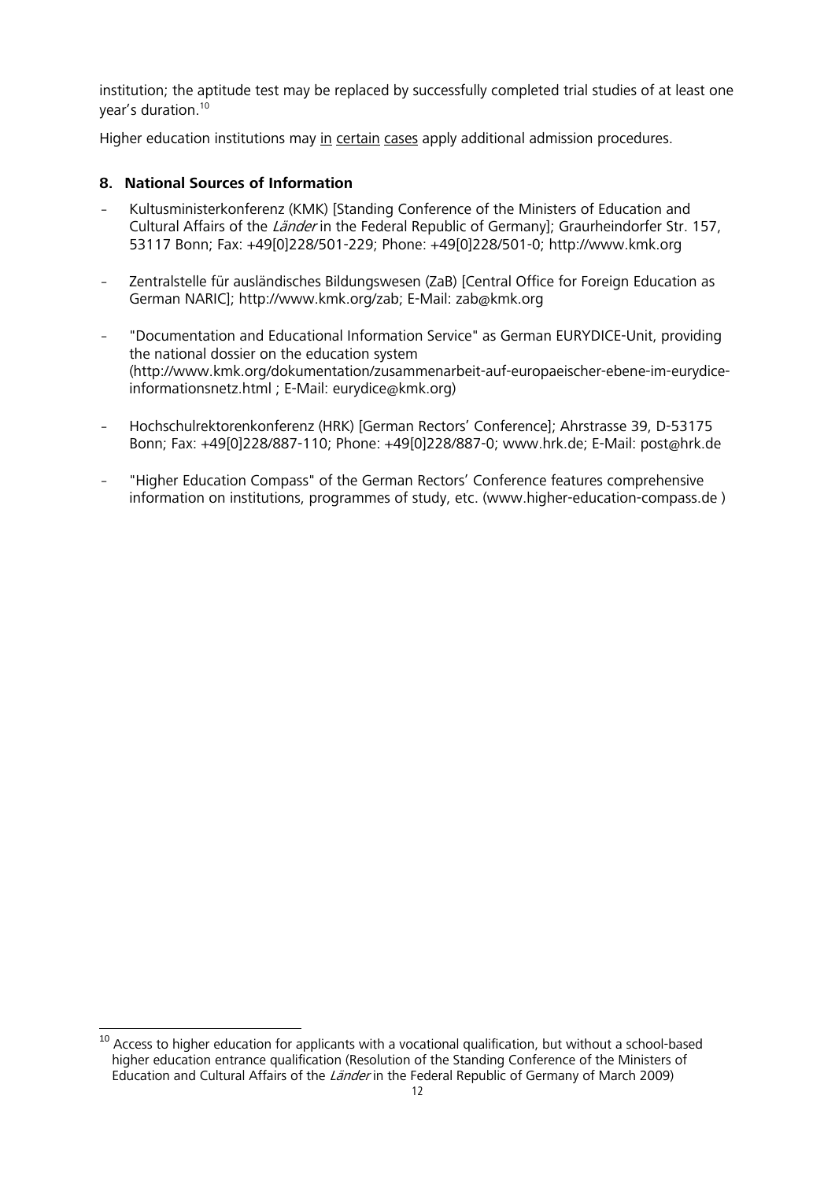institution; the aptitude test may be replaced by successfully completed trial studies of at least one year's duration.[10]

Higher education institutions may in certain cases apply additional admission procedures.

## 8. National Sources of Information

- Kultusministerkonferenz (KMK) [Standing Conference of the Ministers of Education and Cultural Affairs of the *Länder* in the Federal Republic of Germany]; Graurheindorfer Str. 157, 53117 Bonn; Fax: +49[0]228/501-229; Phone: +49[0]228/501-0; http://www.kmk.org

- Zentralstelle für ausländisches Bildungswesen (ZaB) [Central Office for Foreign Education as German NARIC]; http://www.kmk.org/zab; E-Mail: zab@kmk.org

- "Documentation and Educational Information Service" as German EURYDICE-Unit, providing the national dossier on the education system (http://www.kmk.org/dokumentation/zusammenarbeit-auf-europaeischer-ebene-im-eurydice-informationsnetz.html ; E-Mail: eurydice@kmk.org)

- Hochschulrektorenkonferenz (HRK) [German Rectors' Conference]; Ahrstrasse 39, D-53175 Bonn; Fax: +49[0]228/887-110; Phone: +49[0]228/887-0; www.hrk.de; E-Mail: post@hrk.de

- "Higher Education Compass" of the German Rectors' Conference features comprehensive information on institutions, programmes of study, etc. (www.higher-education-compass.de )

---

[10] Access to higher education for applicants with a vocational qualification, but without a school-based higher education entrance qualification (Resolution of the Standing Conference of the Ministers of Education and Cultural Affairs of the *Länder* in the Federal Republic of Germany of March 2009)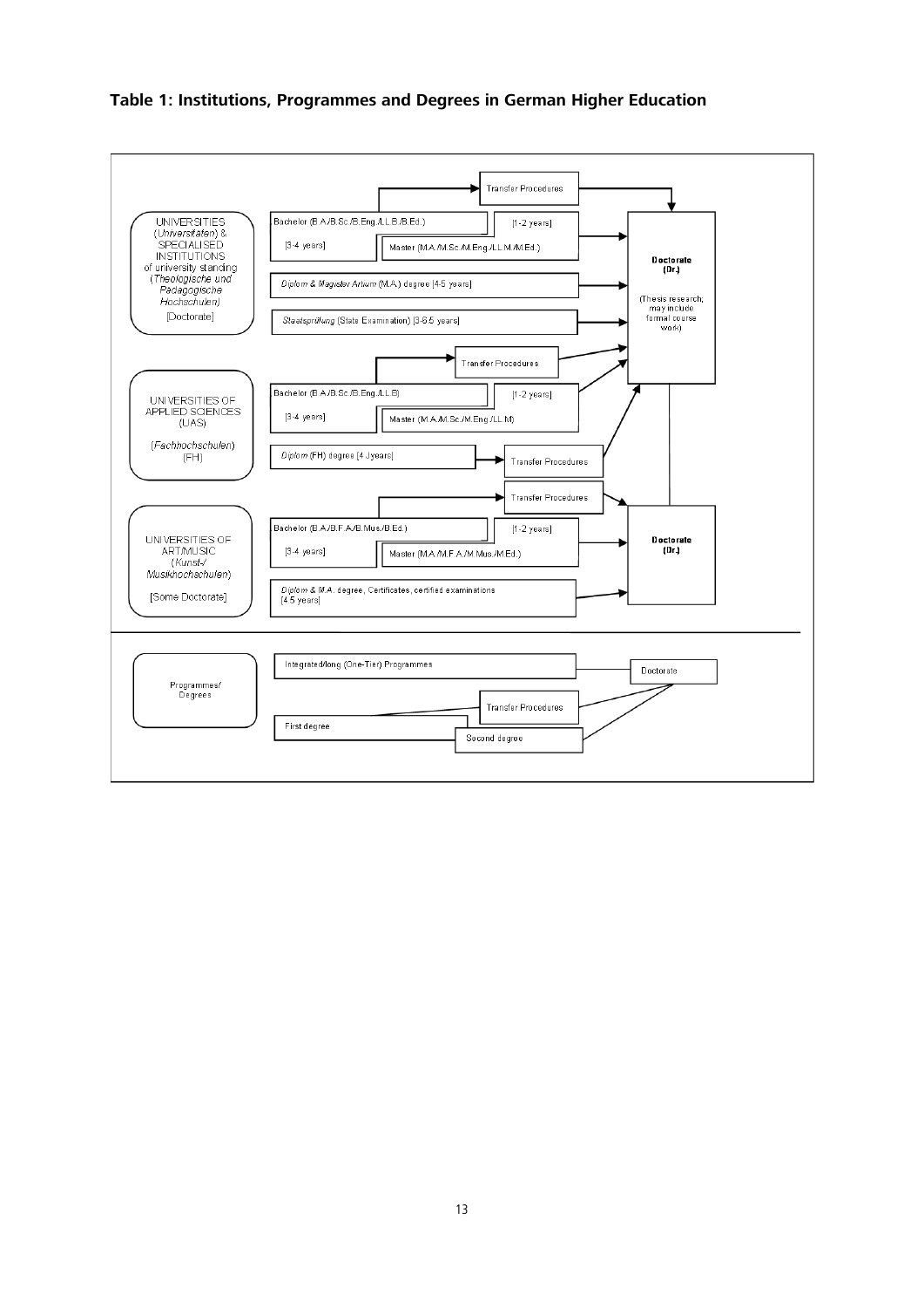**Table 1: Institutions, Programmes and Degrees in German Higher Education**

UNIVERSITIES (*Universitäten*) & SPECIALISED INSTITUTIONS of university standing (*Theologische und Pädagogische Hochschulen*) [Doctorate]

- Transfer Procedures
- Bachelor (B.A./B.Sc./B.Eng./LL.B./B.Ed.) [3-4 years]
- [1-2 years] Master (M.A./M.Sc./M.Eng./LL.M./M.Ed.)
- *Diplom & Magister Artium* (M.A.) degree [4-5 years]
- *Staatsprüfung* (State Examination) [3-6.5 years]

**Doctorate (Dr.)** (Thesis research; may include formal course work)

UNIVERSITIES OF APPLIED SCIENCES (UAS) (*Fachhochschulen*) (FH)

- Transfer Procedures
- Bachelor (B.A./B.Sc./B.Eng./LL.B) [3-4 years]
- [1-2 years] Master (M.A./M.Sc./M.Eng./LL.M)
- *Diplom* (FH) degree [4 years] → Transfer Procedures

UNIVERSITIES OF ART/MUSIC (*Kunst-/ Musikhochschulen*) [Some Doctorate]

- Transfer Procedures
- Bachelor (B.A./B.F.A./B.Mus./B.Ed.) [3-4 years]
- [1-2 years] Master (M.A./M.F.A./M.Mus./M.Ed.)
- *Diplom* & *M.A.* degree, Certificates, certified examinations [4.5 years]

**Doctorate (Dr.)**

Programmes/ Degrees

- Integrated/long (One-Tier) Programmes
- Doctorate
- Transfer Procedures
- First degree
- Second degree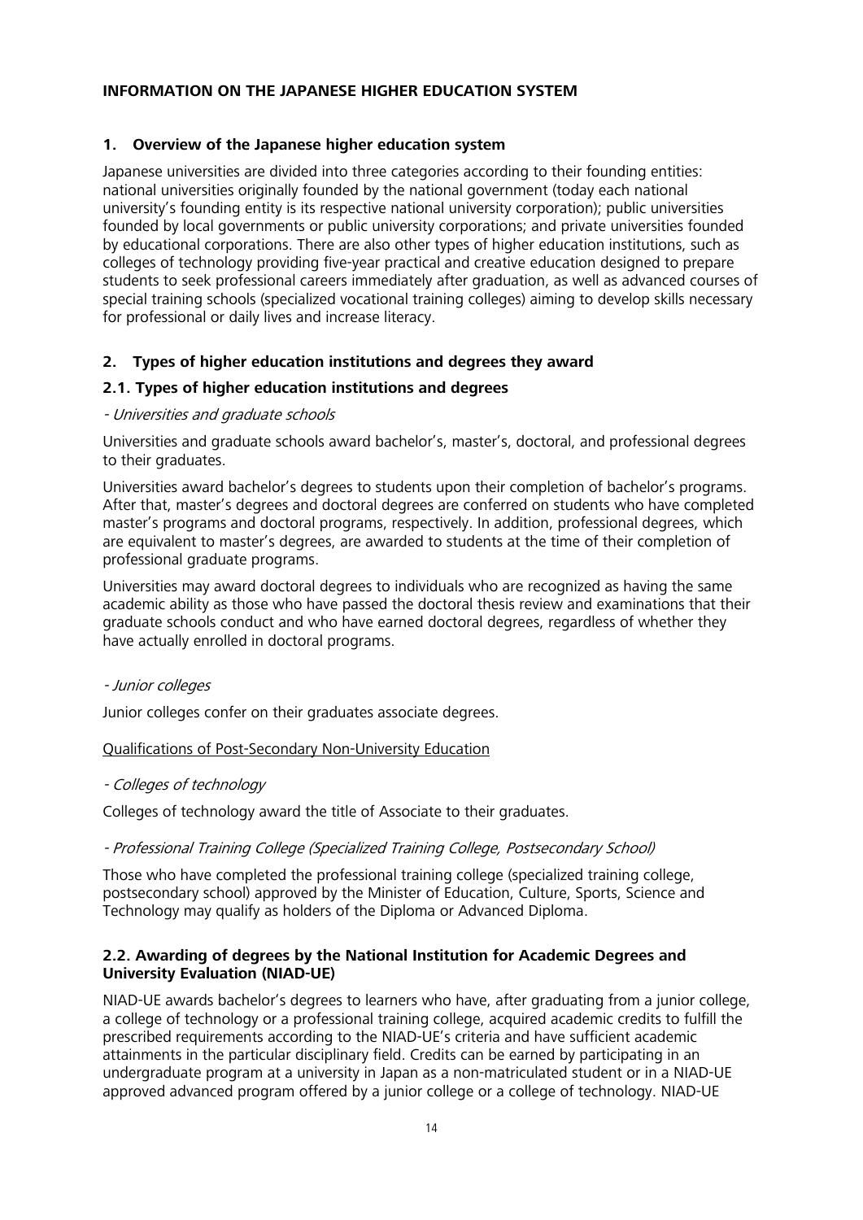**INFORMATION ON THE JAPANESE HIGHER EDUCATION SYSTEM**

## 1. Overview of the Japanese higher education system

Japanese universities are divided into three categories according to their founding entities: national universities originally founded by the national government (today each national university's founding entity is its respective national university corporation); public universities founded by local governments or public university corporations; and private universities founded by educational corporations. There are also other types of higher education institutions, such as colleges of technology providing five-year practical and creative education designed to prepare students to seek professional careers immediately after graduation, as well as advanced courses of special training schools (specialized vocational training colleges) aiming to develop skills necessary for professional or daily lives and increase literacy.

## 2. Types of higher education institutions and degrees they award

### 2.1. Types of higher education institutions and degrees

*- Universities and graduate schools*

Universities and graduate schools award bachelor's, master's, doctoral, and professional degrees to their graduates.

Universities award bachelor's degrees to students upon their completion of bachelor's programs. After that, master's degrees and doctoral degrees are conferred on students who have completed master's programs and doctoral programs, respectively. In addition, professional degrees, which are equivalent to master's degrees, are awarded to students at the time of their completion of professional graduate programs.

Universities may award doctoral degrees to individuals who are recognized as having the same academic ability as those who have passed the doctoral thesis review and examinations that their graduate schools conduct and who have earned doctoral degrees, regardless of whether they have actually enrolled in doctoral programs.

*- Junior colleges*

Junior colleges confer on their graduates associate degrees.

Qualifications of Post-Secondary Non-University Education

*- Colleges of technology*

Colleges of technology award the title of Associate to their graduates.

*- Professional Training College (Specialized Training College, Postsecondary School)*

Those who have completed the professional training college (specialized training college, postsecondary school) approved by the Minister of Education, Culture, Sports, Science and Technology may qualify as holders of the Diploma or Advanced Diploma.

### 2.2. Awarding of degrees by the National Institution for Academic Degrees and University Evaluation (NIAD-UE)

NIAD-UE awards bachelor's degrees to learners who have, after graduating from a junior college, a college of technology or a professional training college, acquired academic credits to fulfill the prescribed requirements according to the NIAD-UE's criteria and have sufficient academic attainments in the particular disciplinary field. Credits can be earned by participating in an undergraduate program at a university in Japan as a non-matriculated student or in a NIAD-UE approved advanced program offered by a junior college or a college of technology. NIAD-UE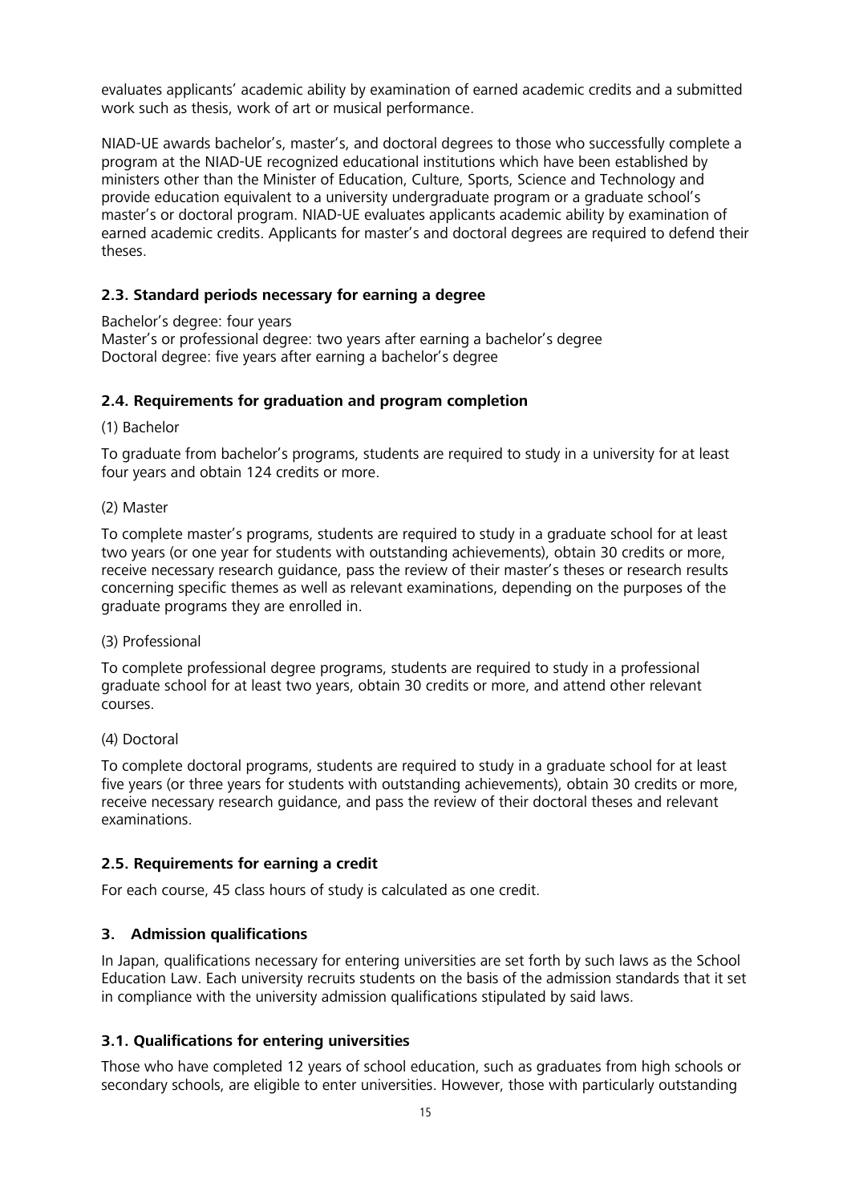evaluates applicants' academic ability by examination of earned academic credits and a submitted work such as thesis, work of art or musical performance.

NIAD-UE awards bachelor's, master's, and doctoral degrees to those who successfully complete a program at the NIAD-UE recognized educational institutions which have been established by ministers other than the Minister of Education, Culture, Sports, Science and Technology and provide education equivalent to a university undergraduate program or a graduate school's master's or doctoral program. NIAD-UE evaluates applicants academic ability by examination of earned academic credits. Applicants for master's and doctoral degrees are required to defend their theses.

### 2.3. Standard periods necessary for earning a degree

Bachelor's degree: four years
Master's or professional degree: two years after earning a bachelor's degree
Doctoral degree: five years after earning a bachelor's degree

### 2.4. Requirements for graduation and program completion

(1) Bachelor

To graduate from bachelor's programs, students are required to study in a university for at least four years and obtain 124 credits or more.

(2) Master

To complete master's programs, students are required to study in a graduate school for at least two years (or one year for students with outstanding achievements), obtain 30 credits or more, receive necessary research guidance, pass the review of their master's theses or research results concerning specific themes as well as relevant examinations, depending on the purposes of the graduate programs they are enrolled in.

(3) Professional

To complete professional degree programs, students are required to study in a professional graduate school for at least two years, obtain 30 credits or more, and attend other relevant courses.

(4) Doctoral

To complete doctoral programs, students are required to study in a graduate school for at least five years (or three years for students with outstanding achievements), obtain 30 credits or more, receive necessary research guidance, and pass the review of their doctoral theses and relevant examinations.

### 2.5. Requirements for earning a credit

For each course, 45 class hours of study is calculated as one credit.

## 3. Admission qualifications

In Japan, qualifications necessary for entering universities are set forth by such laws as the School Education Law. Each university recruits students on the basis of the admission standards that it set in compliance with the university admission qualifications stipulated by said laws.

### 3.1. Qualifications for entering universities

Those who have completed 12 years of school education, such as graduates from high schools or secondary schools, are eligible to enter universities. However, those with particularly outstanding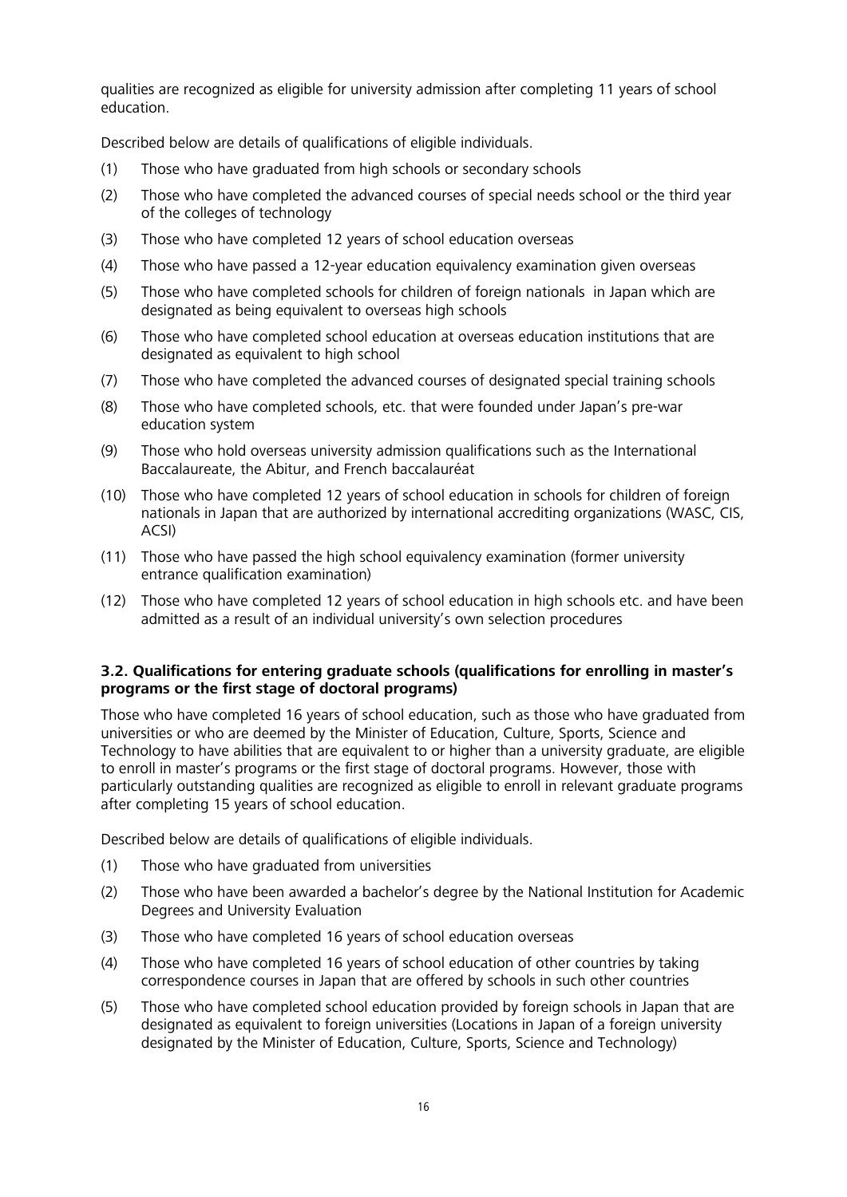qualities are recognized as eligible for university admission after completing 11 years of school education.

Described below are details of qualifications of eligible individuals.

(1) Those who have graduated from high schools or secondary schools

(2) Those who have completed the advanced courses of special needs school or the third year of the colleges of technology

(3) Those who have completed 12 years of school education overseas

(4) Those who have passed a 12-year education equivalency examination given overseas

(5) Those who have completed schools for children of foreign nationals in Japan which are designated as being equivalent to overseas high schools

(6) Those who have completed school education at overseas education institutions that are designated as equivalent to high school

(7) Those who have completed the advanced courses of designated special training schools

(8) Those who have completed schools, etc. that were founded under Japan's pre-war education system

(9) Those who hold overseas university admission qualifications such as the International Baccalaureate, the Abitur, and French baccalauréat

(10) Those who have completed 12 years of school education in schools for children of foreign nationals in Japan that are authorized by international accrediting organizations (WASC, CIS, ACSI)

(11) Those who have passed the high school equivalency examination (former university entrance qualification examination)

(12) Those who have completed 12 years of school education in high schools etc. and have been admitted as a result of an individual university's own selection procedures

### 3.2. Qualifications for entering graduate schools (qualifications for enrolling in master's programs or the first stage of doctoral programs)

Those who have completed 16 years of school education, such as those who have graduated from universities or who are deemed by the Minister of Education, Culture, Sports, Science and Technology to have abilities that are equivalent to or higher than a university graduate, are eligible to enroll in master's programs or the first stage of doctoral programs. However, those with particularly outstanding qualities are recognized as eligible to enroll in relevant graduate programs after completing 15 years of school education.

Described below are details of qualifications of eligible individuals.

(1) Those who have graduated from universities

(2) Those who have been awarded a bachelor's degree by the National Institution for Academic Degrees and University Evaluation

(3) Those who have completed 16 years of school education overseas

(4) Those who have completed 16 years of school education of other countries by taking correspondence courses in Japan that are offered by schools in such other countries

(5) Those who have completed school education provided by foreign schools in Japan that are designated as equivalent to foreign universities (Locations in Japan of a foreign university designated by the Minister of Education, Culture, Sports, Science and Technology)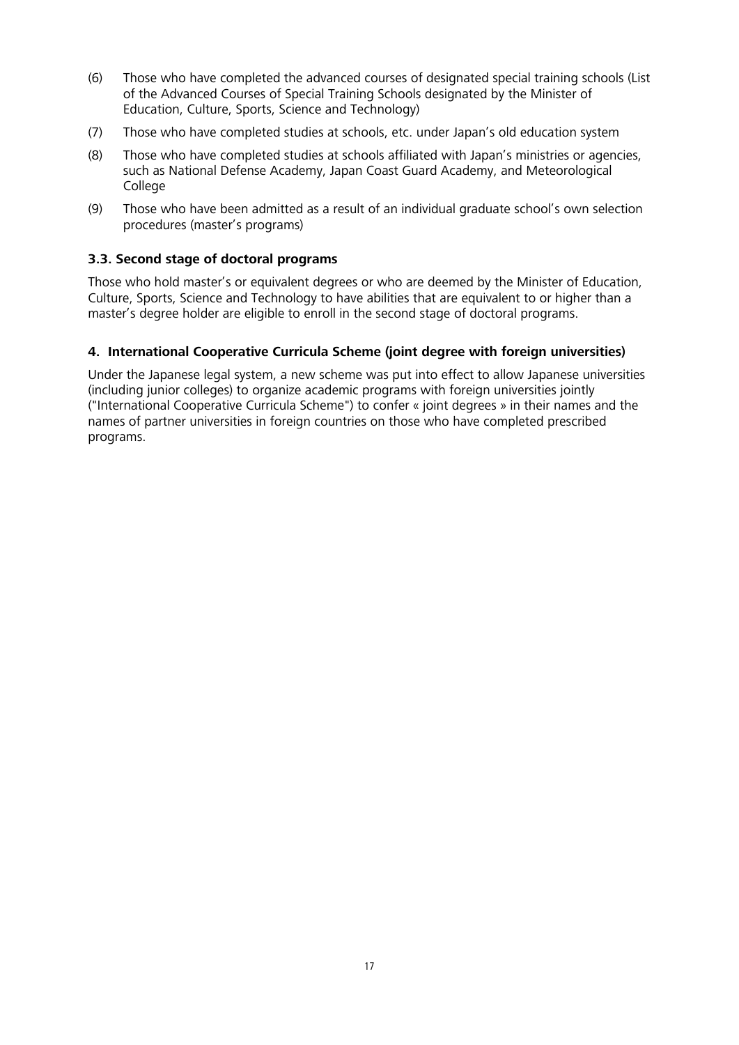(6) Those who have completed the advanced courses of designated special training schools (List of the Advanced Courses of Special Training Schools designated by the Minister of Education, Culture, Sports, Science and Technology)

(7) Those who have completed studies at schools, etc. under Japan's old education system

(8) Those who have completed studies at schools affiliated with Japan's ministries or agencies, such as National Defense Academy, Japan Coast Guard Academy, and Meteorological College

(9) Those who have been admitted as a result of an individual graduate school's own selection procedures (master's programs)

### 3.3. Second stage of doctoral programs

Those who hold master's or equivalent degrees or who are deemed by the Minister of Education, Culture, Sports, Science and Technology to have abilities that are equivalent to or higher than a master's degree holder are eligible to enroll in the second stage of doctoral programs.

## 4. International Cooperative Curricula Scheme (joint degree with foreign universities)

Under the Japanese legal system, a new scheme was put into effect to allow Japanese universities (including junior colleges) to organize academic programs with foreign universities jointly ("International Cooperative Curricula Scheme") to confer « joint degrees » in their names and the names of partner universities in foreign countries on those who have completed prescribed programs.